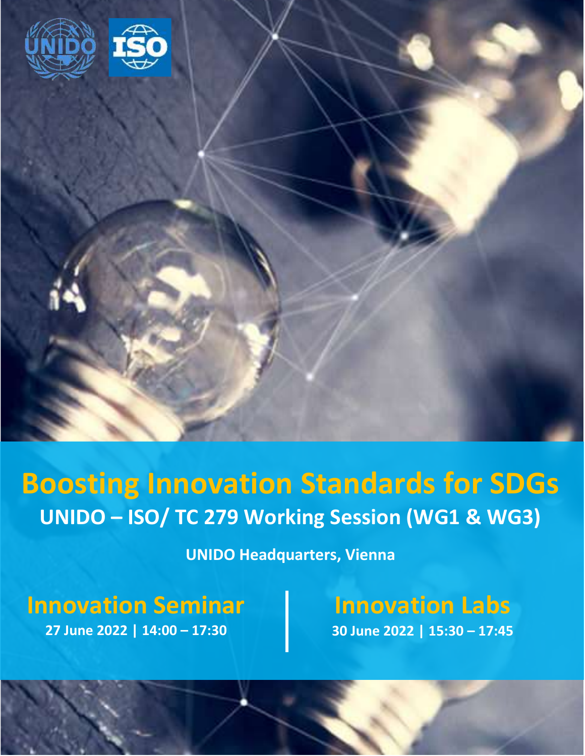# Boosting Innovation Standards for SDGs

## UNIDO – ISO/ TC 279 Working Session (WG1 & WG3)

**UNIDO Headquarters, Vienna**

### Innovation Seminar

**27 June 2022 | 14:00 – 17:30**

### Innovation Labs

**30 June 2022 | 15:30 – 17:45**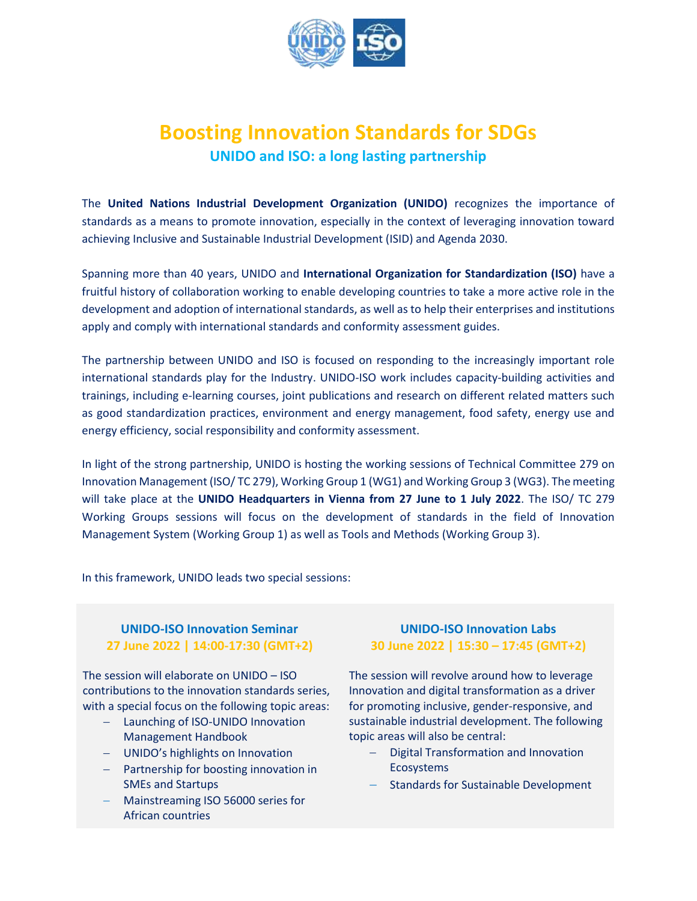# Boosting Innovation Standards for SDGs

## UNIDO and ISO: a long lasting partnership

The **United Nations Industrial Development Organization (UNIDO)** recognizes the importance of standards as a means to promote innovation, especially in the context of leveraging innovation toward achieving Inclusive and Sustainable Industrial Development (ISID) and Agenda 2030.

Spanning more than 40 years, UNIDO and **International Organization for Standardization (ISO)** have a fruitful history of collaboration working to enable developing countries to take a more active role in the development and adoption of international standards, as well as to help their enterprises and institutions apply and comply with international standards and conformity assessment guides.

The partnership between UNIDO and ISO is focused on responding to the increasingly important role international standards play for the Industry. UNIDO-ISO work includes capacity-building activities and trainings, including e-learning courses, joint publications and research on different related matters such as good standardization practices, environment and energy management, food safety, energy use and energy efficiency, social responsibility and conformity assessment.

In light of the strong partnership, UNIDO is hosting the working sessions of Technical Committee 279 on Innovation Management (ISO/ TC 279), Working Group 1 (WG1) and Working Group 3 (WG3). The meeting will take place at the **UNIDO Headquarters in Vienna from 27 June to 1 July 2022**. The ISO/ TC 279 Working Groups sessions will focus on the development of standards in the field of Innovation Management System (Working Group 1) as well as Tools and Methods (Working Group 3).

In this framework, UNIDO leads two special sessions:

### UNIDO-ISO Innovation Seminar
**27 June 2022 | 14:00-17:30 (GMT+2)**

The session will elaborate on UNIDO – ISO contributions to the innovation standards series, with a special focus on the following topic areas:

- Launching of ISO-UNIDO Innovation Management Handbook
- UNIDO's highlights on Innovation
- Partnership for boosting innovation in SMEs and Startups
- Mainstreaming ISO 56000 series for African countries

### UNIDO-ISO Innovation Labs
**30 June 2022 | 15:30 – 17:45 (GMT+2)**

The session will revolve around how to leverage Innovation and digital transformation as a driver for promoting inclusive, gender-responsive, and sustainable industrial development. The following topic areas will also be central:

- Digital Transformation and Innovation Ecosystems
- Standards for Sustainable Development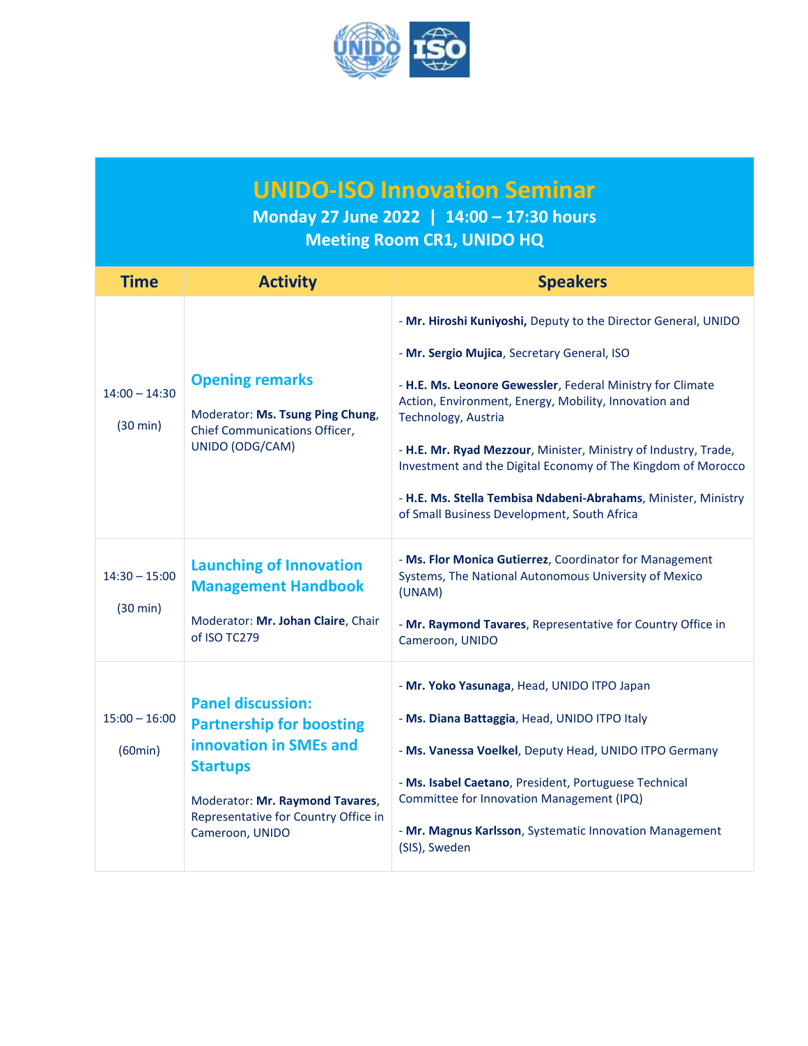# UNIDO-ISO Innovation Seminar

**Monday 27 June 2022 | 14:00 – 17:30 hours**

**Meeting Room CR1, UNIDO HQ**

| Time | Activity | Speakers |
|---|---|---|
| 14:00 – 14:30<br><br>(30 min) | **Opening remarks**<br><br>Moderator: **Ms. Tsung Ping Chung**, Chief Communications Officer, UNIDO (ODG/CAM) | - **Mr. Hiroshi Kuniyoshi,** Deputy to the Director General, UNIDO<br><br>- **Mr. Sergio Mujica**, Secretary General, ISO<br><br>- **H.E. Ms. Leonore Gewessler**, Federal Ministry for Climate Action, Environment, Energy, Mobility, Innovation and Technology, Austria<br><br>- **H.E. Mr. Ryad Mezzour**, Minister, Ministry of Industry, Trade, Investment and the Digital Economy of The Kingdom of Morocco<br><br>- **H.E. Ms. Stella Tembisa Ndabeni-Abrahams**, Minister, Ministry of Small Business Development, South Africa |
| 14:30 – 15:00<br><br>(30 min) | **Launching of Innovation Management Handbook**<br><br>Moderator: **Mr. Johan Claire**, Chair of ISO TC279 | - **Ms. Flor Monica Gutierrez**, Coordinator for Management Systems, The National Autonomous University of Mexico (UNAM)<br><br>- **Mr. Raymond Tavares**, Representative for Country Office in Cameroon, UNIDO |
| 15:00 – 16:00<br><br>(60min) | **Panel discussion: Partnership for boosting innovation in SMEs and Startups**<br><br>Moderator: **Mr. Raymond Tavares**, Representative for Country Office in Cameroon, UNIDO | - **Mr. Yoko Yasunaga**, Head, UNIDO ITPO Japan<br><br>- **Ms. Diana Battaggia**, Head, UNIDO ITPO Italy<br><br>- **Ms. Vanessa Voelkel**, Deputy Head, UNIDO ITPO Germany<br><br>- **Ms. Isabel Caetano**, President, Portuguese Technical Committee for Innovation Management (IPQ)<br><br>- **Mr. Magnus Karlsson**, Systematic Innovation Management (SIS), Sweden |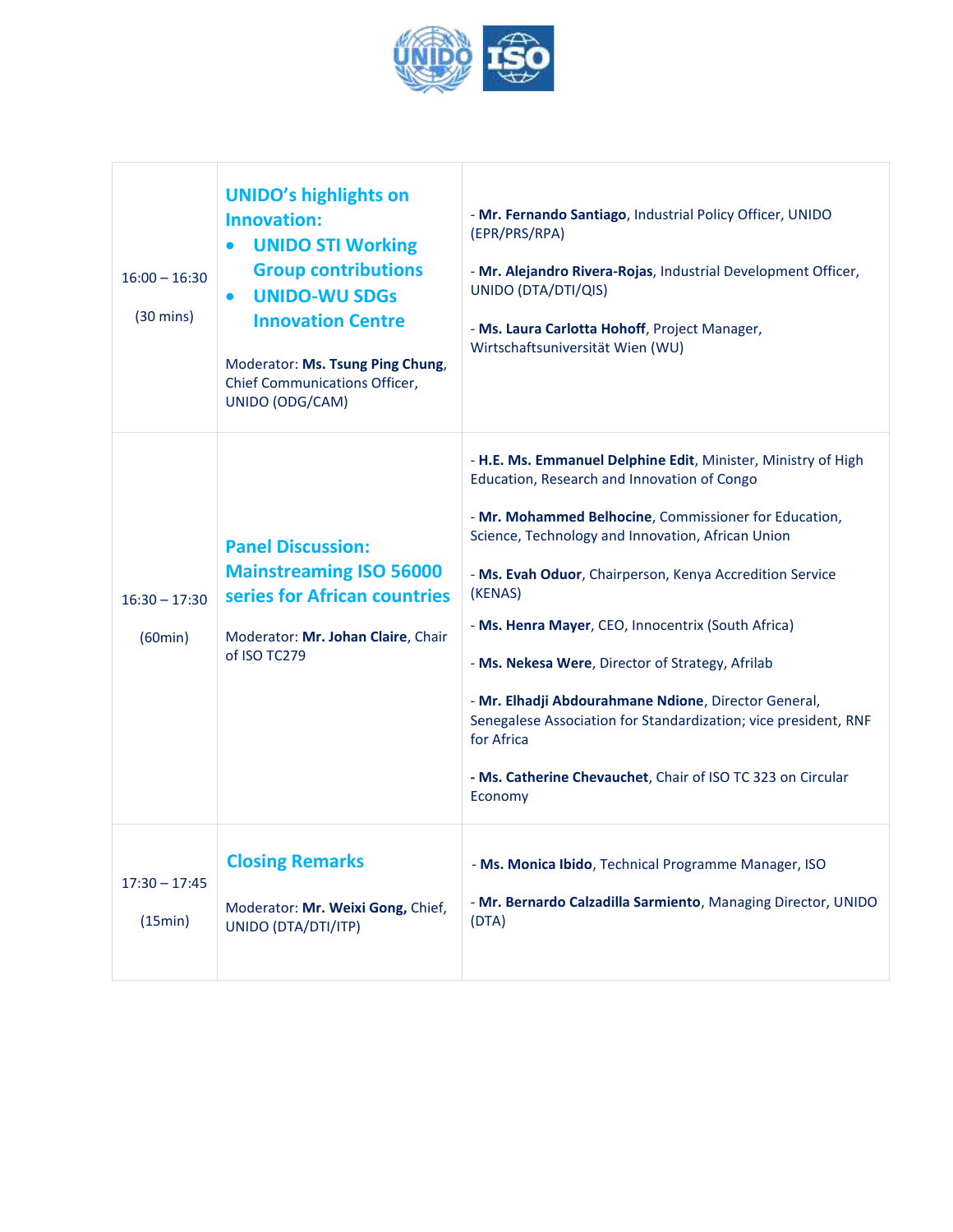| | | |
|---|---|---|
| 16:00 – 16:30<br><br>(30 mins) | **UNIDO's highlights on Innovation:**<br>• **UNIDO STI Working Group contributions**<br>• **UNIDO-WU SDGs Innovation Centre**<br><br>Moderator: **Ms. Tsung Ping Chung**, Chief Communications Officer, UNIDO (ODG/CAM) | - **Mr. Fernando Santiago**, Industrial Policy Officer, UNIDO (EPR/PRS/RPA)<br><br>- **Mr. Alejandro Rivera-Rojas**, Industrial Development Officer, UNIDO (DTA/DTI/QIS)<br><br>- **Ms. Laura Carlotta Hohoff**, Project Manager, Wirtschaftsuniversität Wien (WU) |
| 16:30 – 17:30<br><br>(60min) | **Panel Discussion: Mainstreaming ISO 56000 series for African countries**<br><br>Moderator: **Mr. Johan Claire**, Chair of ISO TC279 | - **H.E. Ms. Emmanuel Delphine Edit**, Minister, Ministry of High Education, Research and Innovation of Congo<br><br>- **Mr. Mohammed Belhocine**, Commissioner for Education, Science, Technology and Innovation, African Union<br><br>- **Ms. Evah Oduor**, Chairperson, Kenya Accredition Service (KENAS)<br><br>- **Ms. Henra Mayer**, CEO, Innocentrix (South Africa)<br><br>- **Ms. Nekesa Were**, Director of Strategy, Afrilab<br><br>- **Mr. Elhadji Abdourahmane Ndione**, Director General, Senegalese Association for Standardization; vice president, RNF for Africa<br><br>**- Ms. Catherine Chevauchet**, Chair of ISO TC 323 on Circular Economy |
| 17:30 – 17:45<br><br>(15min) | **Closing Remarks**<br><br>Moderator: **Mr. Weixi Gong,** Chief, UNIDO (DTA/DTI/ITP) | - **Ms. Monica Ibido**, Technical Programme Manager, ISO<br><br>- **Mr. Bernardo Calzadilla Sarmiento**, Managing Director, UNIDO (DTA) |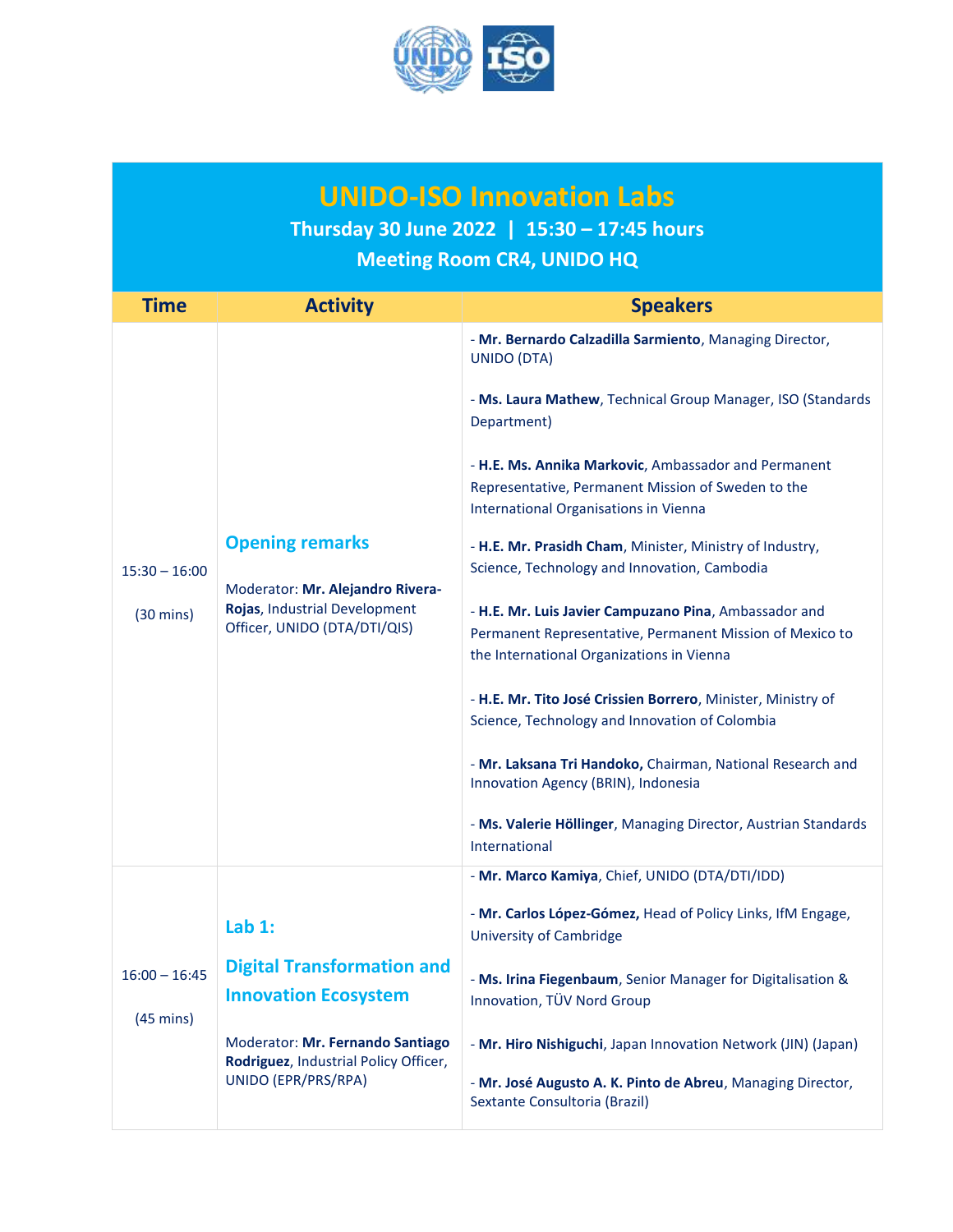# UNIDO-ISO Innovation Labs

**Thursday 30 June 2022 | 15:30 – 17:45 hours**

**Meeting Room CR4, UNIDO HQ**

| Time | Activity | Speakers |
|---|---|---|
| 15:30 – 16:00 (30 mins) | **Opening remarks** Moderator: **Mr. Alejandro Rivera-Rojas**, Industrial Development Officer, UNIDO (DTA/DTI/QIS) | - **Mr. Bernardo Calzadilla Sarmiento**, Managing Director, UNIDO (DTA) <br> - **Ms. Laura Mathew**, Technical Group Manager, ISO (Standards Department) <br> - **H.E. Ms. Annika Markovic**, Ambassador and Permanent Representative, Permanent Mission of Sweden to the International Organisations in Vienna <br> - **H.E. Mr. Prasidh Cham**, Minister, Ministry of Industry, Science, Technology and Innovation, Cambodia <br> - **H.E. Mr. Luis Javier Campuzano Pina**, Ambassador and Permanent Representative, Permanent Mission of Mexico to the International Organizations in Vienna <br> - **H.E. Mr. Tito José Crissien Borrero**, Minister, Ministry of Science, Technology and Innovation of Colombia <br> - **Mr. Laksana Tri Handoko,** Chairman, National Research and Innovation Agency (BRIN), Indonesia <br> - **Ms. Valerie Höllinger**, Managing Director, Austrian Standards International |
| 16:00 – 16:45 (45 mins) | **Lab 1: Digital Transformation and Innovation Ecosystem** Moderator: **Mr. Fernando Santiago Rodriguez**, Industrial Policy Officer, UNIDO (EPR/PRS/RPA) | - **Mr. Marco Kamiya**, Chief, UNIDO (DTA/DTI/IDD) <br> - **Mr. Carlos López-Gómez,** Head of Policy Links, IfM Engage, University of Cambridge <br> - **Ms. Irina Fiegenbaum**, Senior Manager for Digitalisation & Innovation, TÜV Nord Group <br> - **Mr. Hiro Nishiguchi**, Japan Innovation Network (JIN) (Japan) <br> - **Mr. José Augusto A. K. Pinto de Abreu**, Managing Director, Sextante Consultoria (Brazil) |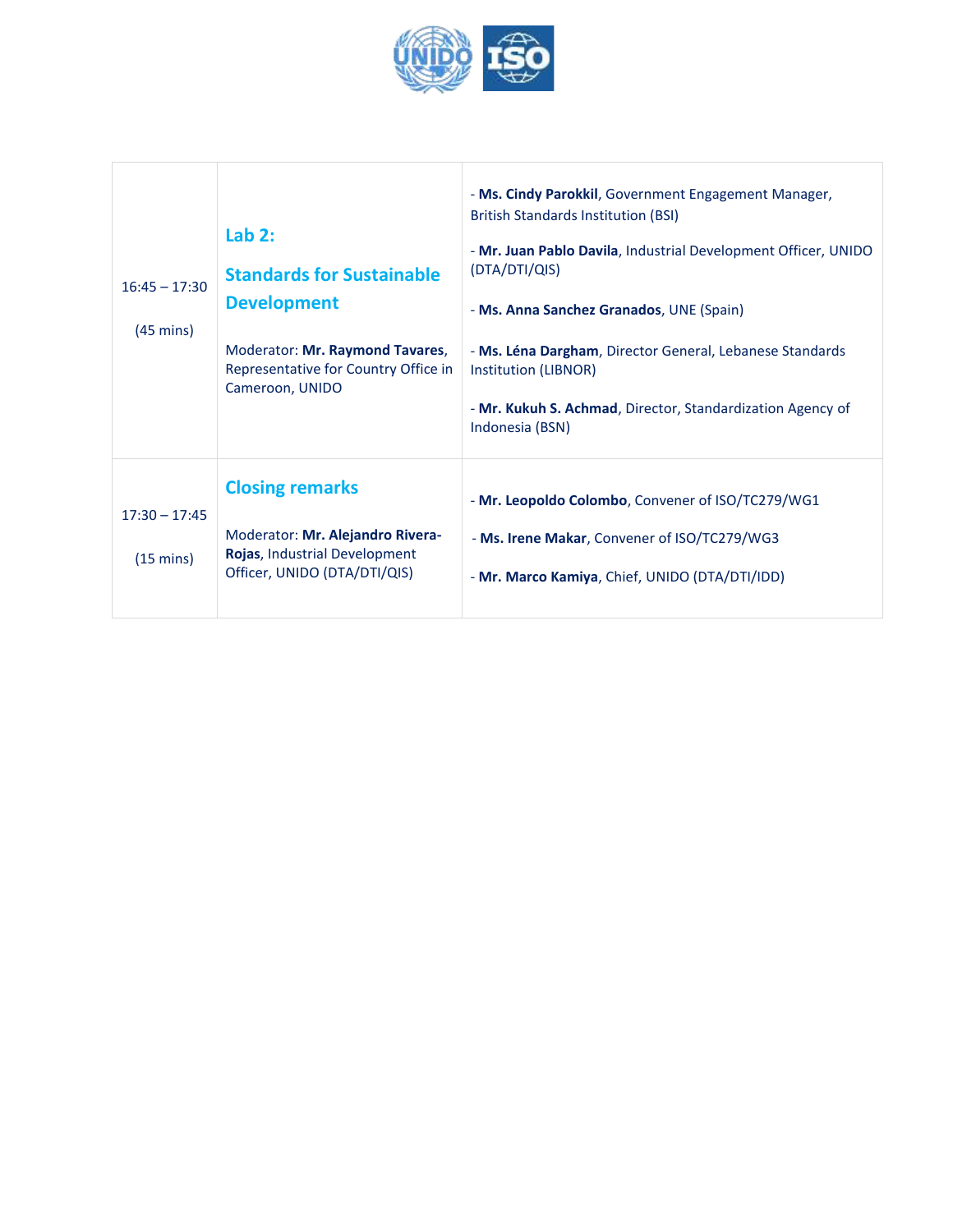| | | |
|---|---|---|
| 16:45 – 17:30<br><br>(45 mins) | **Lab 2:**<br><br>**Standards for Sustainable Development**<br><br>Moderator: **Mr. Raymond Tavares**, Representative for Country Office in Cameroon, UNIDO | - **Ms. Cindy Parokkil**, Government Engagement Manager, British Standards Institution (BSI)<br><br>- **Mr. Juan Pablo Davila**, Industrial Development Officer, UNIDO (DTA/DTI/QIS)<br><br>- **Ms. Anna Sanchez Granados**, UNE (Spain)<br><br>- **Ms. Léna Dargham**, Director General, Lebanese Standards Institution (LIBNOR)<br><br>- **Mr. Kukuh S. Achmad**, Director, Standardization Agency of Indonesia (BSN) |
| 17:30 – 17:45<br><br>(15 mins) | **Closing remarks**<br><br>Moderator: **Mr. Alejandro Rivera-Rojas**, Industrial Development Officer, UNIDO (DTA/DTI/QIS) | - **Mr. Leopoldo Colombo**, Convener of ISO/TC279/WG1<br><br>- **Ms. Irene Makar**, Convener of ISO/TC279/WG3<br><br>- **Mr. Marco Kamiya**, Chief, UNIDO (DTA/DTI/IDD) |